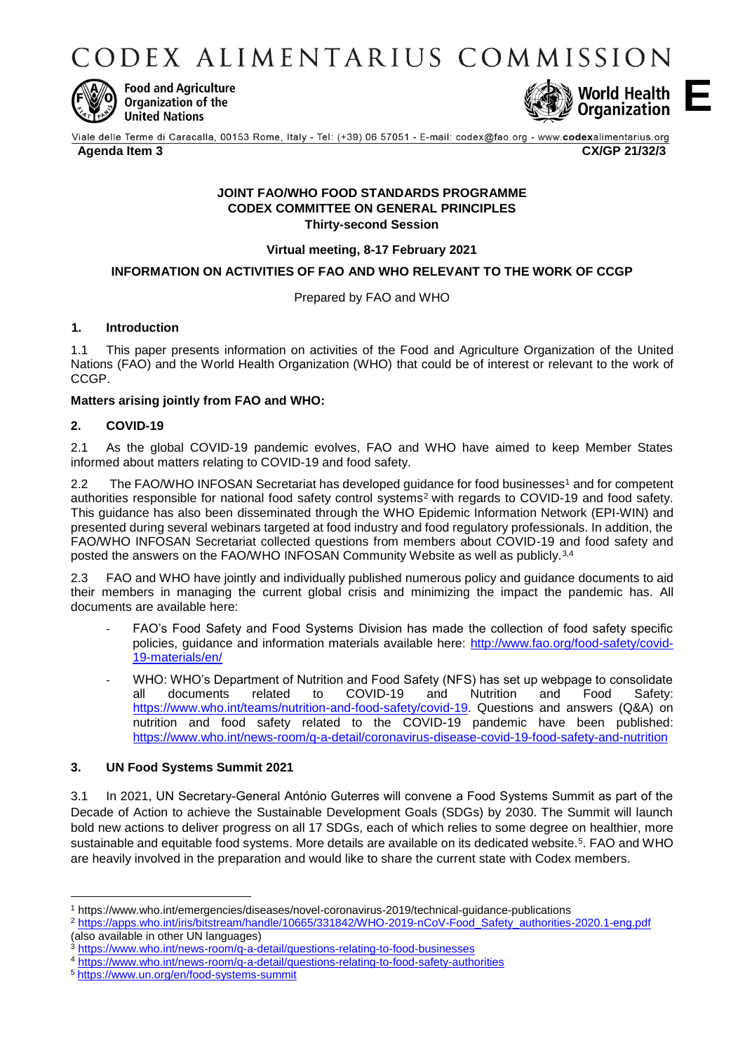# CODEX ALIMENTARIUS COMMISSION

Food and Agriculture Organization of the United Nations

World Health Organization

**E**

Viale delle Terme di Caracalla, 00153 Rome, Italy - Tel: (+39) 06 57051 - E-mail: codex@fao.org - www.codexalimentarius.org

**Agenda Item 3** **CX/GP 21/32/3**

**JOINT FAO/WHO FOOD STANDARDS PROGRAMME**
**CODEX COMMITTEE ON GENERAL PRINCIPLES**
**Thirty-second Session**

**Virtual meeting, 8-17 February 2021**

**INFORMATION ON ACTIVITIES OF FAO AND WHO RELEVANT TO THE WORK OF CCGP**

Prepared by FAO and WHO

## 1. Introduction

1.1 This paper presents information on activities of the Food and Agriculture Organization of the United Nations (FAO) and the World Health Organization (WHO) that could be of interest or relevant to the work of CCGP.

**Matters arising jointly from FAO and WHO:**

## 2. COVID-19

2.1 As the global COVID-19 pandemic evolves, FAO and WHO have aimed to keep Member States informed about matters relating to COVID-19 and food safety.

2.2 The FAO/WHO INFOSAN Secretariat has developed guidance for food businesses[1] and for competent authorities responsible for national food safety control systems[2] with regards to COVID-19 and food safety. This guidance has also been disseminated through the WHO Epidemic Information Network (EPI-WIN) and presented during several webinars targeted at food industry and food regulatory professionals. In addition, the FAO/WHO INFOSAN Secretariat collected questions from members about COVID-19 and food safety and posted the answers on the FAO/WHO INFOSAN Community Website as well as publicly.[3,4]

2.3 FAO and WHO have jointly and individually published numerous policy and guidance documents to aid their members in managing the current global crisis and minimizing the impact the pandemic has. All documents are available here:

- FAO's Food Safety and Food Systems Division has made the collection of food safety specific policies, guidance and information materials available here: http://www.fao.org/food-safety/covid-19-materials/en/
- WHO: WHO's Department of Nutrition and Food Safety (NFS) has set up webpage to consolidate all documents related to COVID-19 and Nutrition and Food Safety: https://www.who.int/teams/nutrition-and-food-safety/covid-19. Questions and answers (Q&A) on nutrition and food safety related to the COVID-19 pandemic have been published: https://www.who.int/news-room/q-a-detail/coronavirus-disease-covid-19-food-safety-and-nutrition

## 3. UN Food Systems Summit 2021

3.1 In 2021, UN Secretary-General António Guterres will convene a Food Systems Summit as part of the Decade of Action to achieve the Sustainable Development Goals (SDGs) by 2030. The Summit will launch bold new actions to deliver progress on all 17 SDGs, each of which relies to some degree on healthier, more sustainable and equitable food systems. More details are available on its dedicated website.[5]. FAO and WHO are heavily involved in the preparation and would like to share the current state with Codex members.

---

[1] https://www.who.int/emergencies/diseases/novel-coronavirus-2019/technical-guidance-publications
[2] https://apps.who.int/iris/bitstream/handle/10665/331842/WHO-2019-nCoV-Food_Safety_authorities-2020.1-eng.pdf (also available in other UN languages)
[3] https://www.who.int/news-room/q-a-detail/questions-relating-to-food-businesses
[4] https://www.who.int/news-room/q-a-detail/questions-relating-to-food-safety-authorities
[5] https://www.un.org/en/food-systems-summit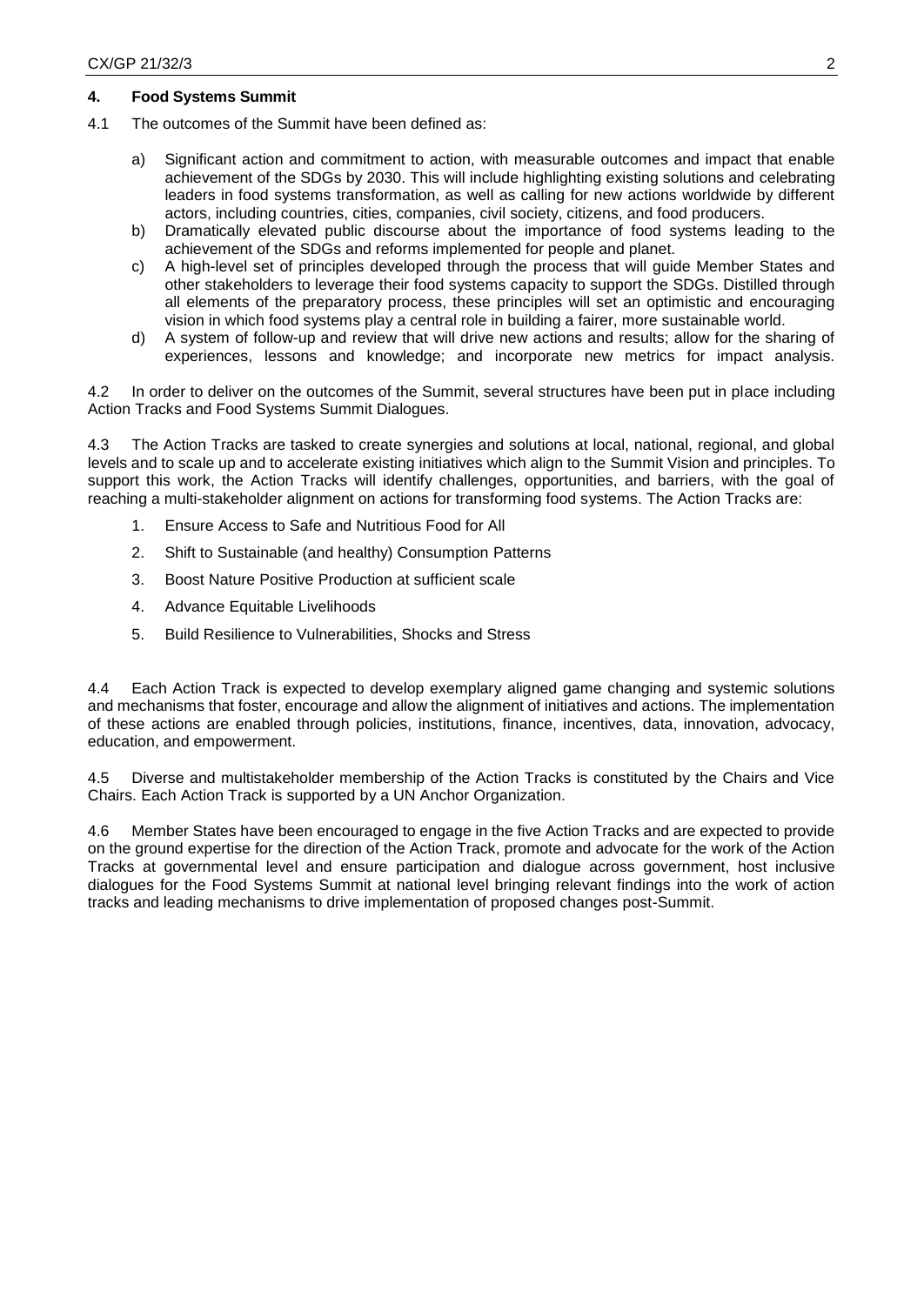## 4. Food Systems Summit

4.1 The outcomes of the Summit have been defined as:

a) Significant action and commitment to action, with measurable outcomes and impact that enable achievement of the SDGs by 2030. This will include highlighting existing solutions and celebrating leaders in food systems transformation, as well as calling for new actions worldwide by different actors, including countries, cities, companies, civil society, citizens, and food producers.

b) Dramatically elevated public discourse about the importance of food systems leading to the achievement of the SDGs and reforms implemented for people and planet.

c) A high-level set of principles developed through the process that will guide Member States and other stakeholders to leverage their food systems capacity to support the SDGs. Distilled through all elements of the preparatory process, these principles will set an optimistic and encouraging vision in which food systems play a central role in building a fairer, more sustainable world.

d) A system of follow-up and review that will drive new actions and results; allow for the sharing of experiences, lessons and knowledge; and incorporate new metrics for impact analysis.

4.2 In order to deliver on the outcomes of the Summit, several structures have been put in place including Action Tracks and Food Systems Summit Dialogues.

4.3 The Action Tracks are tasked to create synergies and solutions at local, national, regional, and global levels and to scale up and to accelerate existing initiatives which align to the Summit Vision and principles. To support this work, the Action Tracks will identify challenges, opportunities, and barriers, with the goal of reaching a multi-stakeholder alignment on actions for transforming food systems. The Action Tracks are:

1. Ensure Access to Safe and Nutritious Food for All
2. Shift to Sustainable (and healthy) Consumption Patterns
3. Boost Nature Positive Production at sufficient scale
4. Advance Equitable Livelihoods
5. Build Resilience to Vulnerabilities, Shocks and Stress

4.4 Each Action Track is expected to develop exemplary aligned game changing and systemic solutions and mechanisms that foster, encourage and allow the alignment of initiatives and actions. The implementation of these actions are enabled through policies, institutions, finance, incentives, data, innovation, advocacy, education, and empowerment.

4.5 Diverse and multistakeholder membership of the Action Tracks is constituted by the Chairs and Vice Chairs. Each Action Track is supported by a UN Anchor Organization.

4.6 Member States have been encouraged to engage in the five Action Tracks and are expected to provide on the ground expertise for the direction of the Action Track, promote and advocate for the work of the Action Tracks at governmental level and ensure participation and dialogue across government, host inclusive dialogues for the Food Systems Summit at national level bringing relevant findings into the work of action tracks and leading mechanisms to drive implementation of proposed changes post-Summit.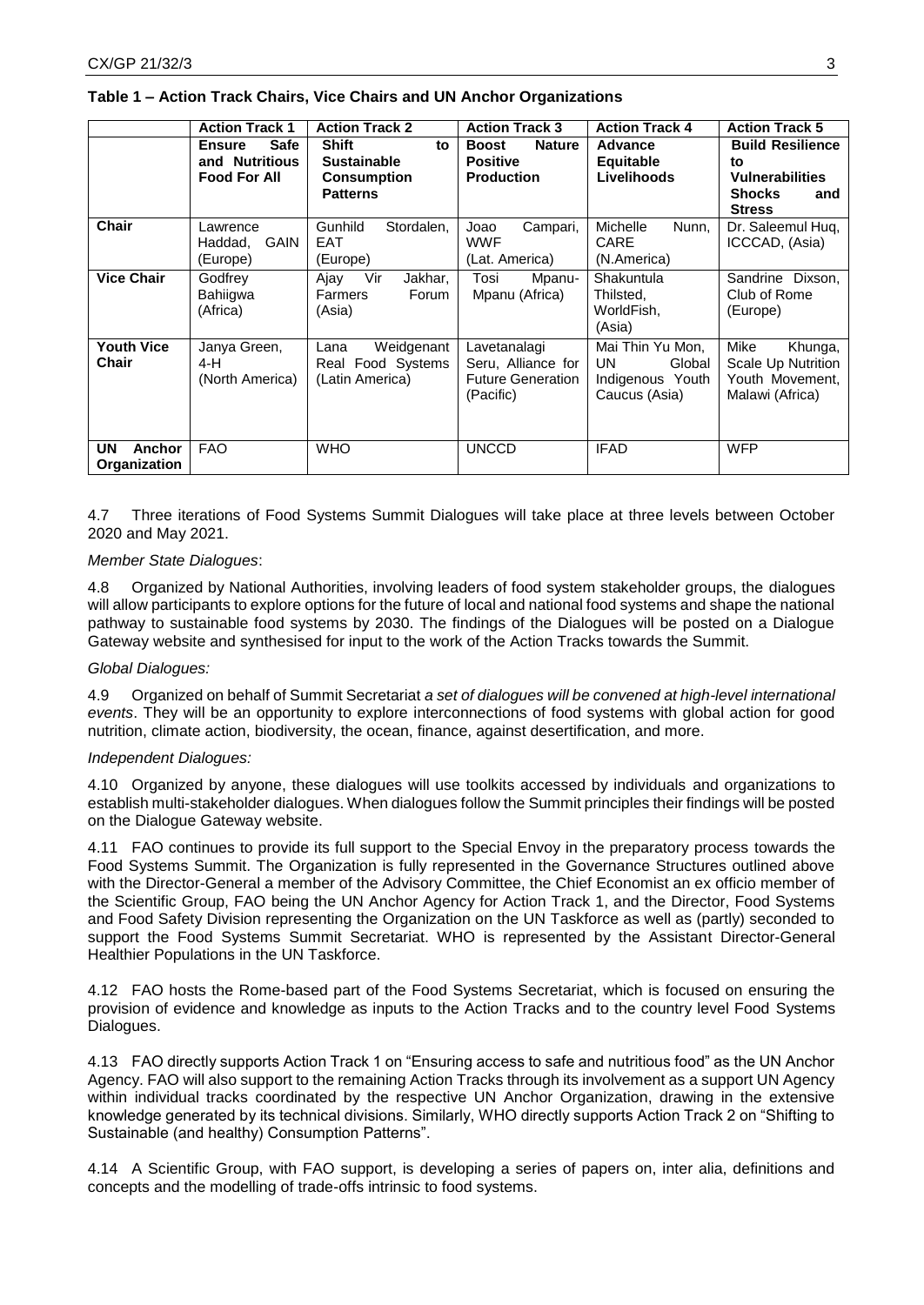**Table 1 – Action Track Chairs, Vice Chairs and UN Anchor Organizations**

| | Action Track 1 | Action Track 2 | Action Track 3 | Action Track 4 | Action Track 5 |
|---|---|---|---|---|---|
| | **Ensure Safe and Nutritious Food For All** | **Shift to Sustainable Consumption Patterns** | **Boost Nature Positive Production** | **Advance Equitable Livelihoods** | **Build Resilience to Vulnerabilities Shocks and Stress** |
| **Chair** | Lawrence Haddad, GAIN (Europe) | Gunhild Stordalen, EAT (Europe) | Joao Campari, WWF (Lat. America) | Michelle Nunn, CARE (N.America) | Dr. Saleemul Huq, ICCCAD, (Asia) |
| **Vice Chair** | Godfrey Bahiigwa (Africa) | Ajay Vir Jakhar, Farmers Forum (Asia) | Tosi Mpanu-Mpanu (Africa) | Shakuntula Thilsted, WorldFish, (Asia) | Sandrine Dixson, Club of Rome (Europe) |
| **Youth Vice Chair** | Janya Green, 4-H (North America) | Lana Weidgenant Real Food Systems (Latin America) | Lavetanalagi Seru, Alliance for Future Generation (Pacific) | Mai Thin Yu Mon, UN Global Indigenous Youth Caucus (Asia) | Mike Khunga, Scale Up Nutrition Youth Movement, Malawi (Africa) |
| **UN Anchor Organization** | FAO | WHO | UNCCD | IFAD | WFP |

4.7 Three iterations of Food Systems Summit Dialogues will take place at three levels between October 2020 and May 2021.

*Member State Dialogues*:

4.8 Organized by National Authorities, involving leaders of food system stakeholder groups, the dialogues will allow participants to explore options for the future of local and national food systems and shape the national pathway to sustainable food systems by 2030. The findings of the Dialogues will be posted on a Dialogue Gateway website and synthesised for input to the work of the Action Tracks towards the Summit.

*Global Dialogues:*

4.9 Organized on behalf of Summit Secretariat *a set of dialogues will be convened at high-level international events*. They will be an opportunity to explore interconnections of food systems with global action for good nutrition, climate action, biodiversity, the ocean, finance, against desertification, and more.

*Independent Dialogues:*

4.10 Organized by anyone, these dialogues will use toolkits accessed by individuals and organizations to establish multi-stakeholder dialogues. When dialogues follow the Summit principles their findings will be posted on the Dialogue Gateway website.

4.11 FAO continues to provide its full support to the Special Envoy in the preparatory process towards the Food Systems Summit. The Organization is fully represented in the Governance Structures outlined above with the Director-General a member of the Advisory Committee, the Chief Economist an ex officio member of the Scientific Group, FAO being the UN Anchor Agency for Action Track 1, and the Director, Food Systems and Food Safety Division representing the Organization on the UN Taskforce as well as (partly) seconded to support the Food Systems Summit Secretariat. WHO is represented by the Assistant Director-General Healthier Populations in the UN Taskforce.

4.12 FAO hosts the Rome-based part of the Food Systems Secretariat, which is focused on ensuring the provision of evidence and knowledge as inputs to the Action Tracks and to the country level Food Systems Dialogues.

4.13 FAO directly supports Action Track 1 on "Ensuring access to safe and nutritious food" as the UN Anchor Agency. FAO will also support to the remaining Action Tracks through its involvement as a support UN Agency within individual tracks coordinated by the respective UN Anchor Organization, drawing in the extensive knowledge generated by its technical divisions. Similarly, WHO directly supports Action Track 2 on "Shifting to Sustainable (and healthy) Consumption Patterns".

4.14 A Scientific Group, with FAO support, is developing a series of papers on, inter alia, definitions and concepts and the modelling of trade-offs intrinsic to food systems.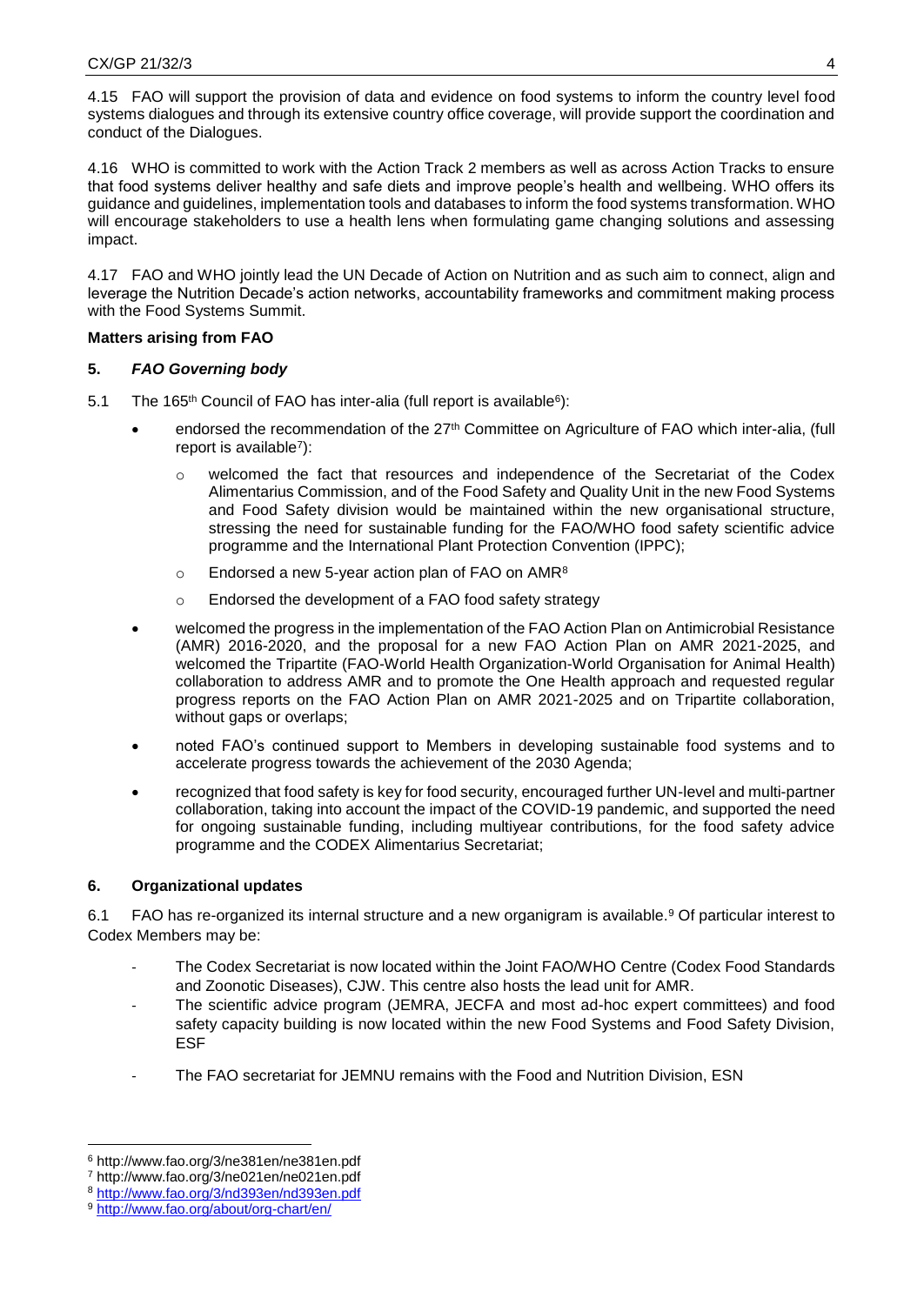4.15 FAO will support the provision of data and evidence on food systems to inform the country level food systems dialogues and through its extensive country office coverage, will provide support the coordination and conduct of the Dialogues.

4.16 WHO is committed to work with the Action Track 2 members as well as across Action Tracks to ensure that food systems deliver healthy and safe diets and improve people's health and wellbeing. WHO offers its guidance and guidelines, implementation tools and databases to inform the food systems transformation. WHO will encourage stakeholders to use a health lens when formulating game changing solutions and assessing impact.

4.17 FAO and WHO jointly lead the UN Decade of Action on Nutrition and as such aim to connect, align and leverage the Nutrition Decade's action networks, accountability frameworks and commitment making process with the Food Systems Summit.

**Matters arising from FAO**

## 5. *FAO Governing body*

5.1 The 165th Council of FAO has inter-alia (full report is available[6]):

- endorsed the recommendation of the 27th Committee on Agriculture of FAO which inter-alia, (full report is available[7]):
  - welcomed the fact that resources and independence of the Secretariat of the Codex Alimentarius Commission, and of the Food Safety and Quality Unit in the new Food Systems and Food Safety division would be maintained within the new organisational structure, stressing the need for sustainable funding for the FAO/WHO food safety scientific advice programme and the International Plant Protection Convention (IPPC);
  - Endorsed a new 5-year action plan of FAO on AMR[8]
  - Endorsed the development of a FAO food safety strategy
- welcomed the progress in the implementation of the FAO Action Plan on Antimicrobial Resistance (AMR) 2016-2020, and the proposal for a new FAO Action Plan on AMR 2021-2025, and welcomed the Tripartite (FAO-World Health Organization-World Organisation for Animal Health) collaboration to address AMR and to promote the One Health approach and requested regular progress reports on the FAO Action Plan on AMR 2021-2025 and on Tripartite collaboration, without gaps or overlaps;
- noted FAO's continued support to Members in developing sustainable food systems and to accelerate progress towards the achievement of the 2030 Agenda;
- recognized that food safety is key for food security, encouraged further UN-level and multi-partner collaboration, taking into account the impact of the COVID-19 pandemic, and supported the need for ongoing sustainable funding, including multiyear contributions, for the food safety advice programme and the CODEX Alimentarius Secretariat;

## 6. Organizational updates

6.1 FAO has re-organized its internal structure and a new organigram is available.[9] Of particular interest to Codex Members may be:

- The Codex Secretariat is now located within the Joint FAO/WHO Centre (Codex Food Standards and Zoonotic Diseases), CJW. This centre also hosts the lead unit for AMR.
- The scientific advice program (JEMRA, JECFA and most ad-hoc expert committees) and food safety capacity building is now located within the new Food Systems and Food Safety Division, ESF
- The FAO secretariat for JEMNU remains with the Food and Nutrition Division, ESN

---

[6] http://www.fao.org/3/ne381en/ne381en.pdf
[7] http://www.fao.org/3/ne021en/ne021en.pdf
[8] http://www.fao.org/3/nd393en/nd393en.pdf
[9] http://www.fao.org/about/org-chart/en/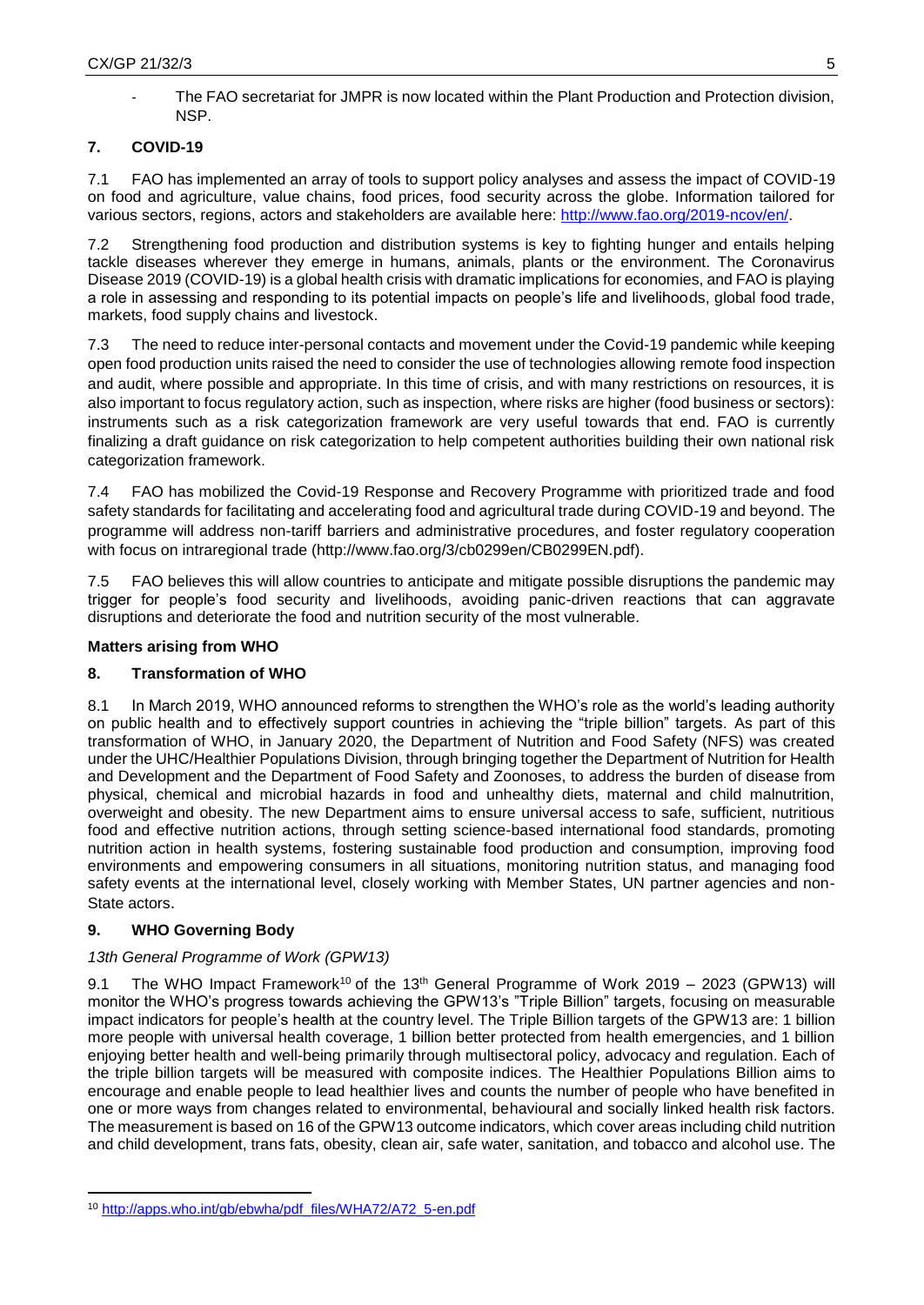- The FAO secretariat for JMPR is now located within the Plant Production and Protection division, NSP.

## 7. COVID-19

7.1 FAO has implemented an array of tools to support policy analyses and assess the impact of COVID-19 on food and agriculture, value chains, food prices, food security across the globe. Information tailored for various sectors, regions, actors and stakeholders are available here: http://www.fao.org/2019-ncov/en/.

7.2 Strengthening food production and distribution systems is key to fighting hunger and entails helping tackle diseases wherever they emerge in humans, animals, plants or the environment. The Coronavirus Disease 2019 (COVID-19) is a global health crisis with dramatic implications for economies, and FAO is playing a role in assessing and responding to its potential impacts on people's life and livelihoods, global food trade, markets, food supply chains and livestock.

7.3 The need to reduce inter-personal contacts and movement under the Covid-19 pandemic while keeping open food production units raised the need to consider the use of technologies allowing remote food inspection and audit, where possible and appropriate. In this time of crisis, and with many restrictions on resources, it is also important to focus regulatory action, such as inspection, where risks are higher (food business or sectors): instruments such as a risk categorization framework are very useful towards that end. FAO is currently finalizing a draft guidance on risk categorization to help competent authorities building their own national risk categorization framework.

7.4 FAO has mobilized the Covid-19 Response and Recovery Programme with prioritized trade and food safety standards for facilitating and accelerating food and agricultural trade during COVID-19 and beyond. The programme will address non-tariff barriers and administrative procedures, and foster regulatory cooperation with focus on intraregional trade (http://www.fao.org/3/cb0299en/CB0299EN.pdf).

7.5 FAO believes this will allow countries to anticipate and mitigate possible disruptions the pandemic may trigger for people's food security and livelihoods, avoiding panic-driven reactions that can aggravate disruptions and deteriorate the food and nutrition security of the most vulnerable.

**Matters arising from WHO**

## 8. Transformation of WHO

8.1 In March 2019, WHO announced reforms to strengthen the WHO's role as the world's leading authority on public health and to effectively support countries in achieving the "triple billion" targets. As part of this transformation of WHO, in January 2020, the Department of Nutrition and Food Safety (NFS) was created under the UHC/Healthier Populations Division, through bringing together the Department of Nutrition for Health and Development and the Department of Food Safety and Zoonoses, to address the burden of disease from physical, chemical and microbial hazards in food and unhealthy diets, maternal and child malnutrition, overweight and obesity. The new Department aims to ensure universal access to safe, sufficient, nutritious food and effective nutrition actions, through setting science-based international food standards, promoting nutrition action in health systems, fostering sustainable food production and consumption, improving food environments and empowering consumers in all situations, monitoring nutrition status, and managing food safety events at the international level, closely working with Member States, UN partner agencies and non-State actors.

## 9. WHO Governing Body

*13th General Programme of Work (GPW13)*

9.1 The WHO Impact Framework[10] of the 13th General Programme of Work 2019 – 2023 (GPW13) will monitor the WHO's progress towards achieving the GPW13's "Triple Billion" targets, focusing on measurable impact indicators for people's health at the country level. The Triple Billion targets of the GPW13 are: 1 billion more people with universal health coverage, 1 billion better protected from health emergencies, and 1 billion enjoying better health and well-being primarily through multisectoral policy, advocacy and regulation. Each of the triple billion targets will be measured with composite indices. The Healthier Populations Billion aims to encourage and enable people to lead healthier lives and counts the number of people who have benefited in one or more ways from changes related to environmental, behavioural and socially linked health risk factors. The measurement is based on 16 of the GPW13 outcome indicators, which cover areas including child nutrition and child development, trans fats, obesity, clean air, safe water, sanitation, and tobacco and alcohol use. The

[10] http://apps.who.int/gb/ebwha/pdf_files/WHA72/A72_5-en.pdf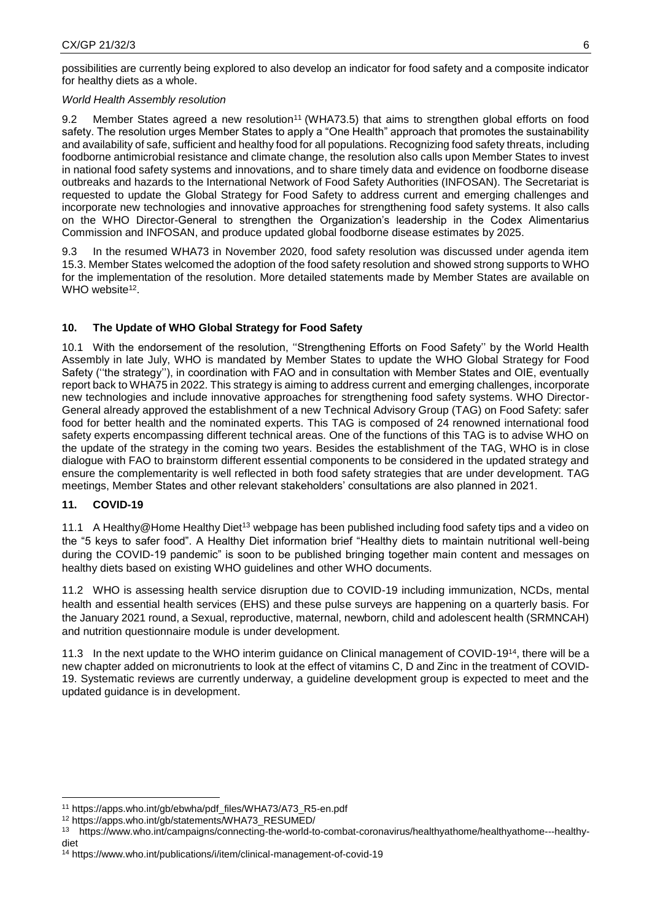possibilities are currently being explored to also develop an indicator for food safety and a composite indicator for healthy diets as a whole.

*World Health Assembly resolution*

9.2 Member States agreed a new resolution[11] (WHA73.5) that aims to strengthen global efforts on food safety. The resolution urges Member States to apply a "One Health" approach that promotes the sustainability and availability of safe, sufficient and healthy food for all populations. Recognizing food safety threats, including foodborne antimicrobial resistance and climate change, the resolution also calls upon Member States to invest in national food safety systems and innovations, and to share timely data and evidence on foodborne disease outbreaks and hazards to the International Network of Food Safety Authorities (INFOSAN). The Secretariat is requested to update the Global Strategy for Food Safety to address current and emerging challenges and incorporate new technologies and innovative approaches for strengthening food safety systems. It also calls on the WHO Director-General to strengthen the Organization's leadership in the Codex Alimentarius Commission and INFOSAN, and produce updated global foodborne disease estimates by 2025.

9.3 In the resumed WHA73 in November 2020, food safety resolution was discussed under agenda item 15.3. Member States welcomed the adoption of the food safety resolution and showed strong supports to WHO for the implementation of the resolution. More detailed statements made by Member States are available on WHO website[12].

## 10. The Update of WHO Global Strategy for Food Safety

10.1 With the endorsement of the resolution, ''Strengthening Efforts on Food Safety'' by the World Health Assembly in late July, WHO is mandated by Member States to update the WHO Global Strategy for Food Safety (''the strategy''), in coordination with FAO and in consultation with Member States and OIE, eventually report back to WHA75 in 2022. This strategy is aiming to address current and emerging challenges, incorporate new technologies and include innovative approaches for strengthening food safety systems. WHO Director-General already approved the establishment of a new Technical Advisory Group (TAG) on Food Safety: safer food for better health and the nominated experts. This TAG is composed of 24 renowned international food safety experts encompassing different technical areas. One of the functions of this TAG is to advise WHO on the update of the strategy in the coming two years. Besides the establishment of the TAG, WHO is in close dialogue with FAO to brainstorm different essential components to be considered in the updated strategy and ensure the complementarity is well reflected in both food safety strategies that are under development. TAG meetings, Member States and other relevant stakeholders' consultations are also planned in 2021.

## 11. COVID-19

11.1 A Healthy@Home Healthy Diet[13] webpage has been published including food safety tips and a video on the "5 keys to safer food". A Healthy Diet information brief "Healthy diets to maintain nutritional well-being during the COVID-19 pandemic" is soon to be published bringing together main content and messages on healthy diets based on existing WHO guidelines and other WHO documents.

11.2 WHO is assessing health service disruption due to COVID-19 including immunization, NCDs, mental health and essential health services (EHS) and these pulse surveys are happening on a quarterly basis. For the January 2021 round, a Sexual, reproductive, maternal, newborn, child and adolescent health (SRMNCAH) and nutrition questionnaire module is under development.

11.3 In the next update to the WHO interim guidance on Clinical management of COVID-19[14], there will be a new chapter added on micronutrients to look at the effect of vitamins C, D and Zinc in the treatment of COVID-19. Systematic reviews are currently underway, a guideline development group is expected to meet and the updated guidance is in development.

---

[11] https://apps.who.int/gb/ebwha/pdf_files/WHA73/A73_R5-en.pdf

[12] https://apps.who.int/gb/statements/WHA73_RESUMED/

[13] https://www.who.int/campaigns/connecting-the-world-to-combat-coronavirus/healthyathome/healthyathome---healthy-diet

[14] https://www.who.int/publications/i/item/clinical-management-of-covid-19